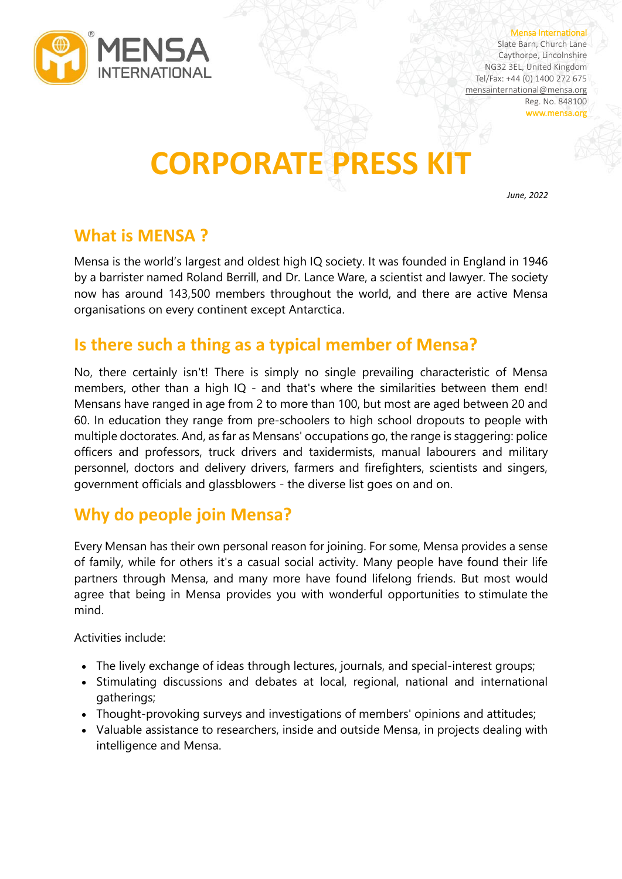Mensa International
Slate Barn, Church Lane
Caythorpe, Lincolnshire
NG32 3EL, United Kingdom
Tel/Fax: +44 (0) 1400 272 675
mensainternational@mensa.org
Reg. No. 848100
www.mensa.org

# CORPORATE PRESS KIT

*June, 2022*

## What is MENSA ?

Mensa is the world's largest and oldest high IQ society. It was founded in England in 1946 by a barrister named Roland Berrill, and Dr. Lance Ware, a scientist and lawyer. The society now has around 143,500 members throughout the world, and there are active Mensa organisations on every continent except Antarctica.

## Is there such a thing as a typical member of Mensa?

No, there certainly isn't! There is simply no single prevailing characteristic of Mensa members, other than a high IQ - and that's where the similarities between them end! Mensans have ranged in age from 2 to more than 100, but most are aged between 20 and 60. In education they range from pre-schoolers to high school dropouts to people with multiple doctorates. And, as far as Mensans' occupations go, the range is staggering: police officers and professors, truck drivers and taxidermists, manual labourers and military personnel, doctors and delivery drivers, farmers and firefighters, scientists and singers, government officials and glassblowers - the diverse list goes on and on.

## Why do people join Mensa?

Every Mensan has their own personal reason for joining. For some, Mensa provides a sense of family, while for others it's a casual social activity. Many people have found their life partners through Mensa, and many more have found lifelong friends. But most would agree that being in Mensa provides you with wonderful opportunities to stimulate the mind.

Activities include:

- The lively exchange of ideas through lectures, journals, and special-interest groups;
- Stimulating discussions and debates at local, regional, national and international gatherings;
- Thought-provoking surveys and investigations of members' opinions and attitudes;
- Valuable assistance to researchers, inside and outside Mensa, in projects dealing with intelligence and Mensa.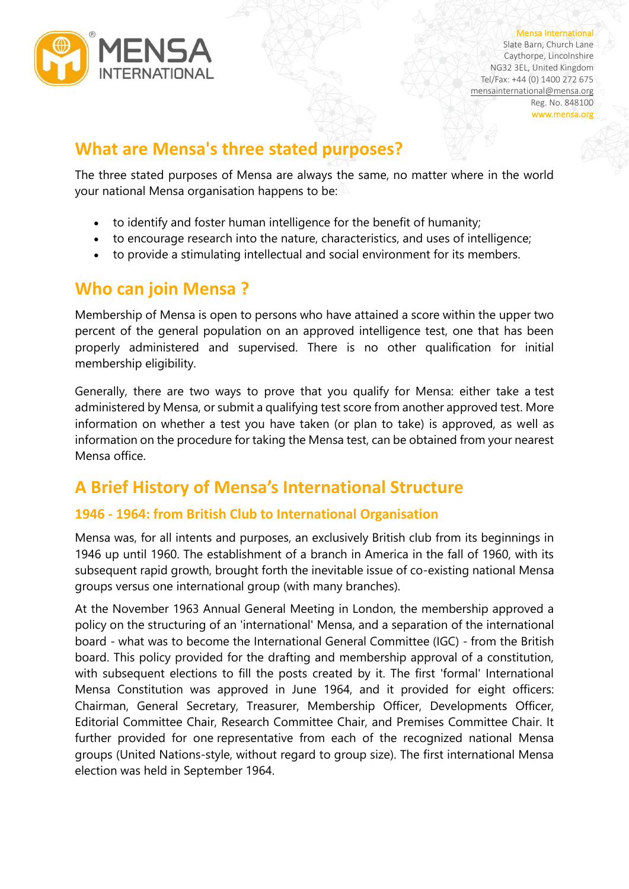## What are Mensa's three stated purposes?

The three stated purposes of Mensa are always the same, no matter where in the world your national Mensa organisation happens to be:

- to identify and foster human intelligence for the benefit of humanity;
- to encourage research into the nature, characteristics, and uses of intelligence;
- to provide a stimulating intellectual and social environment for its members.

## Who can join Mensa ?

Membership of Mensa is open to persons who have attained a score within the upper two percent of the general population on an approved intelligence test, one that has been properly administered and supervised. There is no other qualification for initial membership eligibility.

Generally, there are two ways to prove that you qualify for Mensa: either take a test administered by Mensa, or submit a qualifying test score from another approved test. More information on whether a test you have taken (or plan to take) is approved, as well as information on the procedure for taking the Mensa test, can be obtained from your nearest Mensa office.

## A Brief History of Mensa's International Structure

### 1946 - 1964: from British Club to International Organisation

Mensa was, for all intents and purposes, an exclusively British club from its beginnings in 1946 up until 1960. The establishment of a branch in America in the fall of 1960, with its subsequent rapid growth, brought forth the inevitable issue of co-existing national Mensa groups versus one international group (with many branches).

At the November 1963 Annual General Meeting in London, the membership approved a policy on the structuring of an 'international' Mensa, and a separation of the international board - what was to become the International General Committee (IGC) - from the British board. This policy provided for the drafting and membership approval of a constitution, with subsequent elections to fill the posts created by it. The first 'formal' International Mensa Constitution was approved in June 1964, and it provided for eight officers: Chairman, General Secretary, Treasurer, Membership Officer, Developments Officer, Editorial Committee Chair, Research Committee Chair, and Premises Committee Chair. It further provided for one representative from each of the recognized national Mensa groups (United Nations-style, without regard to group size). The first international Mensa election was held in September 1964.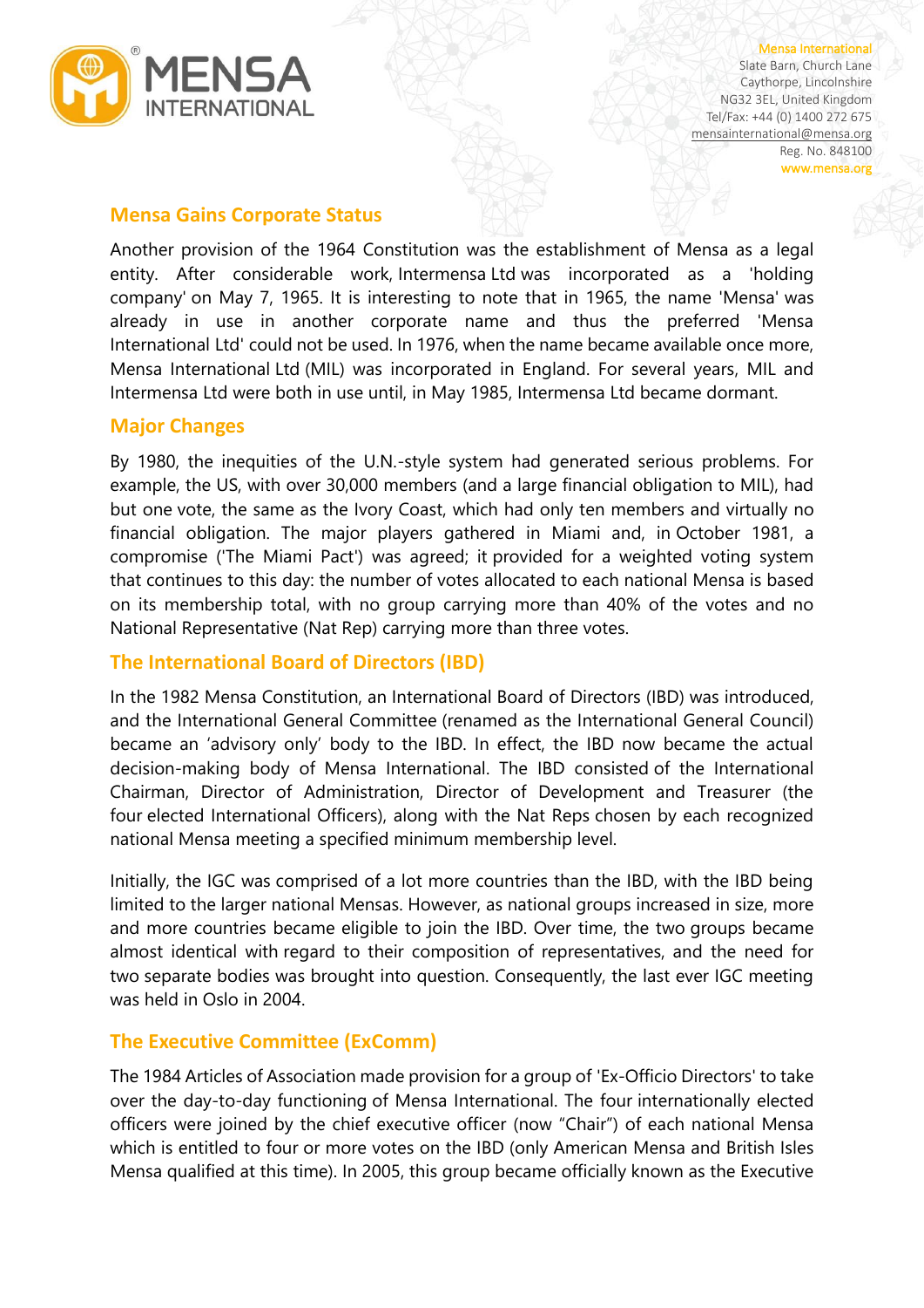## Mensa Gains Corporate Status

Another provision of the 1964 Constitution was the establishment of Mensa as a legal entity. After considerable work, Intermensa Ltd was incorporated as a 'holding company' on May 7, 1965. It is interesting to note that in 1965, the name 'Mensa' was already in use in another corporate name and thus the preferred 'Mensa International Ltd' could not be used. In 1976, when the name became available once more, Mensa International Ltd (MIL) was incorporated in England. For several years, MIL and Intermensa Ltd were both in use until, in May 1985, Intermensa Ltd became dormant.

## Major Changes

By 1980, the inequities of the U.N.-style system had generated serious problems. For example, the US, with over 30,000 members (and a large financial obligation to MIL), had but one vote, the same as the Ivory Coast, which had only ten members and virtually no financial obligation. The major players gathered in Miami and, in October 1981, a compromise ('The Miami Pact') was agreed; it provided for a weighted voting system that continues to this day: the number of votes allocated to each national Mensa is based on its membership total, with no group carrying more than 40% of the votes and no National Representative (Nat Rep) carrying more than three votes.

## The International Board of Directors (IBD)

In the 1982 Mensa Constitution, an International Board of Directors (IBD) was introduced, and the International General Committee (renamed as the International General Council) became an 'advisory only' body to the IBD. In effect, the IBD now became the actual decision-making body of Mensa International. The IBD consisted of the International Chairman, Director of Administration, Director of Development and Treasurer (the four elected International Officers), along with the Nat Reps chosen by each recognized national Mensa meeting a specified minimum membership level.

Initially, the IGC was comprised of a lot more countries than the IBD, with the IBD being limited to the larger national Mensas. However, as national groups increased in size, more and more countries became eligible to join the IBD. Over time, the two groups became almost identical with regard to their composition of representatives, and the need for two separate bodies was brought into question. Consequently, the last ever IGC meeting was held in Oslo in 2004.

## The Executive Committee (ExComm)

The 1984 Articles of Association made provision for a group of 'Ex-Officio Directors' to take over the day-to-day functioning of Mensa International. The four internationally elected officers were joined by the chief executive officer (now "Chair") of each national Mensa which is entitled to four or more votes on the IBD (only American Mensa and British Isles Mensa qualified at this time). In 2005, this group became officially known as the Executive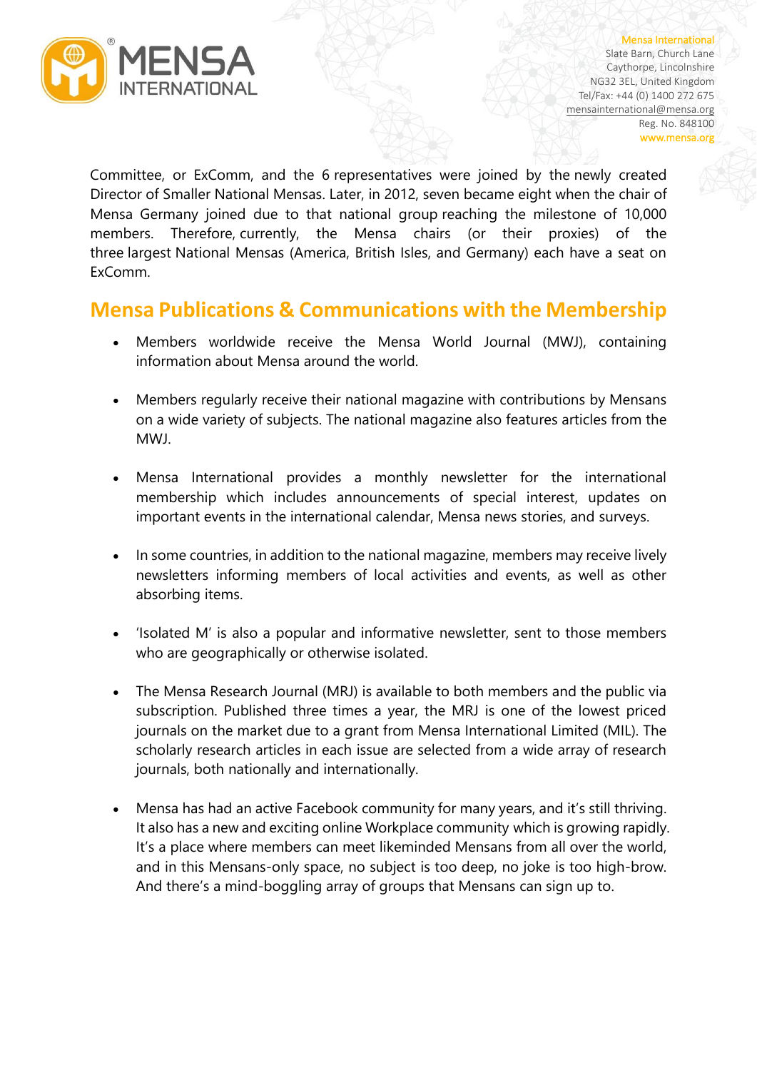Committee, or ExComm, and the 6 representatives were joined by the newly created Director of Smaller National Mensas. Later, in 2012, seven became eight when the chair of Mensa Germany joined due to that national group reaching the milestone of 10,000 members. Therefore, currently, the Mensa chairs (or their proxies) of the three largest National Mensas (America, British Isles, and Germany) each have a seat on ExComm.

## Mensa Publications & Communications with the Membership

- Members worldwide receive the Mensa World Journal (MWJ), containing information about Mensa around the world.

- Members regularly receive their national magazine with contributions by Mensans on a wide variety of subjects. The national magazine also features articles from the MWJ.

- Mensa International provides a monthly newsletter for the international membership which includes announcements of special interest, updates on important events in the international calendar, Mensa news stories, and surveys.

- In some countries, in addition to the national magazine, members may receive lively newsletters informing members of local activities and events, as well as other absorbing items.

- 'Isolated M' is also a popular and informative newsletter, sent to those members who are geographically or otherwise isolated.

- The Mensa Research Journal (MRJ) is available to both members and the public via subscription. Published three times a year, the MRJ is one of the lowest priced journals on the market due to a grant from Mensa International Limited (MIL). The scholarly research articles in each issue are selected from a wide array of research journals, both nationally and internationally.

- Mensa has had an active Facebook community for many years, and it's still thriving. It also has a new and exciting online Workplace community which is growing rapidly. It's a place where members can meet likeminded Mensans from all over the world, and in this Mensans-only space, no subject is too deep, no joke is too high-brow. And there's a mind-boggling array of groups that Mensans can sign up to.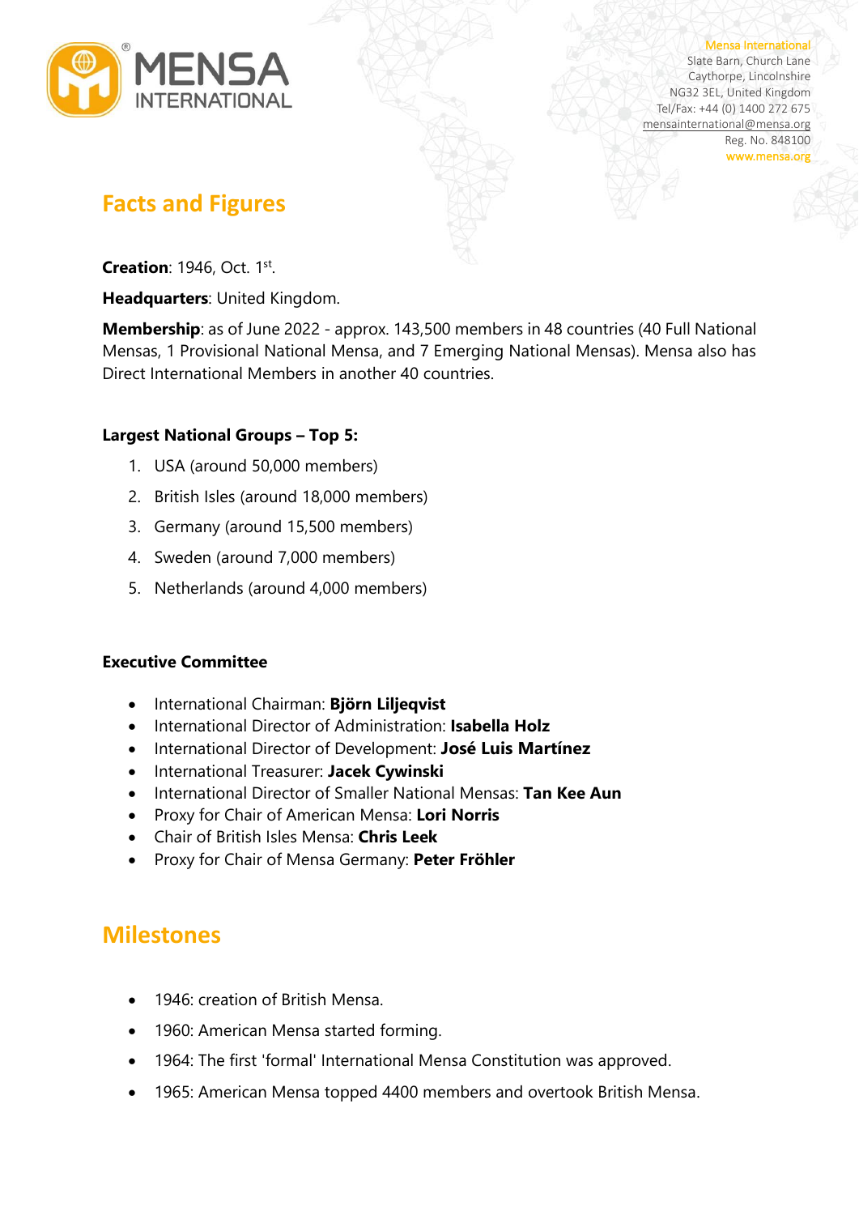Mensa International
Slate Barn, Church Lane
Caythorpe, Lincolnshire
NG32 3EL, United Kingdom
Tel/Fax: +44 (0) 1400 272 675
mensainternational@mensa.org
Reg. No. 848100
www.mensa.org

## Facts and Figures

**Creation**: 1946, Oct. 1st.

**Headquarters**: United Kingdom.

**Membership**: as of June 2022 - approx. 143,500 members in 48 countries (40 Full National Mensas, 1 Provisional National Mensa, and 7 Emerging National Mensas). Mensa also has Direct International Members in another 40 countries.

**Largest National Groups – Top 5:**

1. USA (around 50,000 members)
2. British Isles (around 18,000 members)
3. Germany (around 15,500 members)
4. Sweden (around 7,000 members)
5. Netherlands (around 4,000 members)

**Executive Committee**

- International Chairman: **Björn Liljeqvist**
- International Director of Administration: **Isabella Holz**
- International Director of Development: **José Luis Martínez**
- International Treasurer: **Jacek Cywinski**
- International Director of Smaller National Mensas: **Tan Kee Aun**
- Proxy for Chair of American Mensa: **Lori Norris**
- Chair of British Isles Mensa: **Chris Leek**
- Proxy for Chair of Mensa Germany: **Peter Fröhler**

## Milestones

- 1946: creation of British Mensa.
- 1960: American Mensa started forming.
- 1964: The first 'formal' International Mensa Constitution was approved.
- 1965: American Mensa topped 4400 members and overtook British Mensa.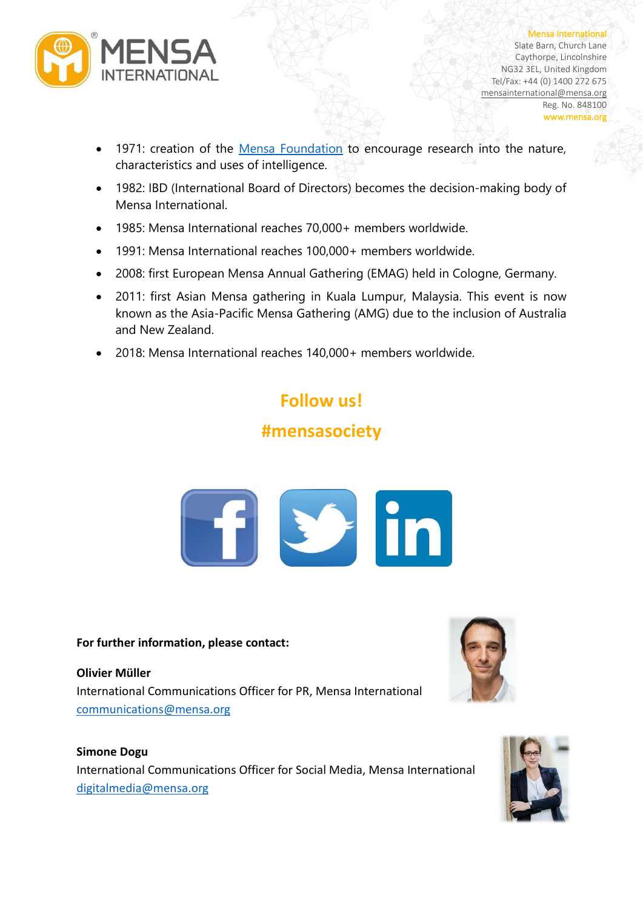- 1971: creation of the Mensa Foundation to encourage research into the nature, characteristics and uses of intelligence.
- 1982: IBD (International Board of Directors) becomes the decision-making body of Mensa International.
- 1985: Mensa International reaches 70,000+ members worldwide.
- 1991: Mensa International reaches 100,000+ members worldwide.
- 2008: first European Mensa Annual Gathering (EMAG) held in Cologne, Germany.
- 2011: first Asian Mensa gathering in Kuala Lumpur, Malaysia. This event is now known as the Asia-Pacific Mensa Gathering (AMG) due to the inclusion of Australia and New Zealand.
- 2018: Mensa International reaches 140,000+ members worldwide.

## Follow us!

## #mensasociety

**For further information, please contact:**

**Olivier Müller**
International Communications Officer for PR, Mensa International
communications@mensa.org

**Simone Dogu**
International Communications Officer for Social Media, Mensa International
digitalmedia@mensa.org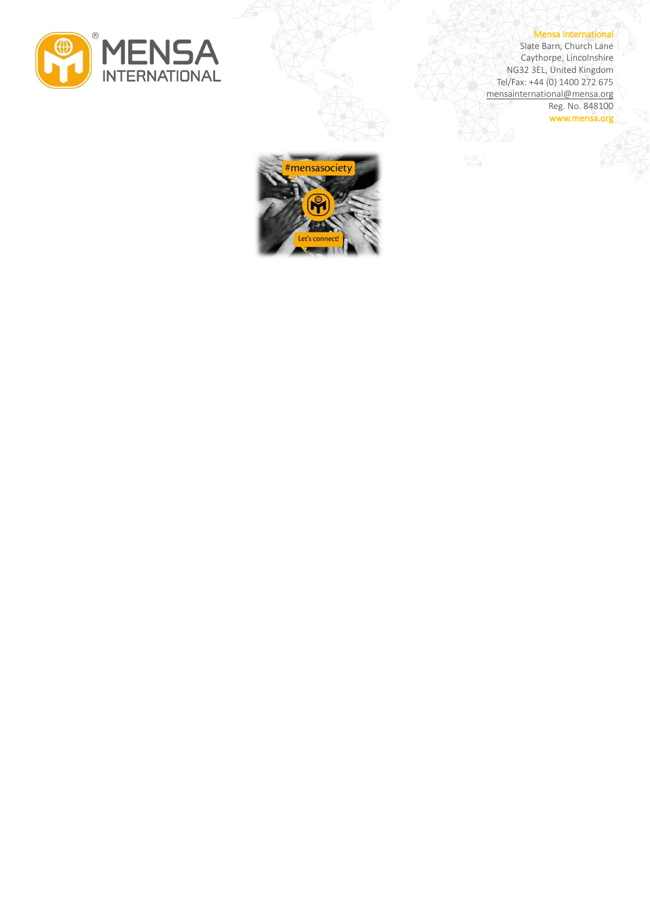#mensasociety

Let's connect!